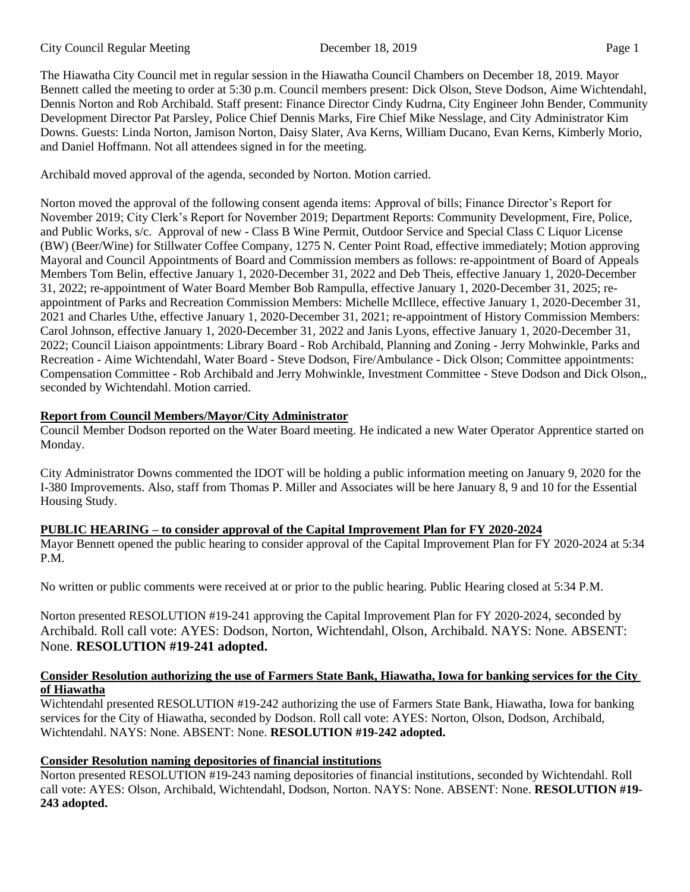The Hiawatha City Council met in regular session in the Hiawatha Council Chambers on December 18, 2019. Mayor Bennett called the meeting to order at 5:30 p.m. Council members present: Dick Olson, Steve Dodson, Aime Wichtendahl, Dennis Norton and Rob Archibald. Staff present: Finance Director Cindy Kudrna, City Engineer John Bender, Community Development Director Pat Parsley, Police Chief Dennis Marks, Fire Chief Mike Nesslage, and City Administrator Kim Downs. Guests: Linda Norton, Jamison Norton, Daisy Slater, Ava Kerns, William Ducano, Evan Kerns, Kimberly Morio, and Daniel Hoffmann. Not all attendees signed in for the meeting.

Archibald moved approval of the agenda, seconded by Norton. Motion carried.

Norton moved the approval of the following consent agenda items: Approval of bills; Finance Director's Report for November 2019; City Clerk's Report for November 2019; Department Reports: Community Development, Fire, Police, and Public Works, s/c. Approval of new - Class B Wine Permit, Outdoor Service and Special Class C Liquor License (BW) (Beer/Wine) for Stillwater Coffee Company, 1275 N. Center Point Road, effective immediately; Motion approving Mayoral and Council Appointments of Board and Commission members as follows: re-appointment of Board of Appeals Members Tom Belin, effective January 1, 2020-December 31, 2022 and Deb Theis, effective January 1, 2020-December 31, 2022; re-appointment of Water Board Member Bob Rampulla, effective January 1, 2020-December 31, 2025; re-appointment of Parks and Recreation Commission Members: Michelle McIllece, effective January 1, 2020-December 31, 2021 and Charles Uthe, effective January 1, 2020-December 31, 2021; re-appointment of History Commission Members: Carol Johnson, effective January 1, 2020-December 31, 2022 and Janis Lyons, effective January 1, 2020-December 31, 2022; Council Liaison appointments: Library Board - Rob Archibald, Planning and Zoning - Jerry Mohwinkle, Parks and Recreation - Aime Wichtendahl, Water Board - Steve Dodson, Fire/Ambulance - Dick Olson; Committee appointments: Compensation Committee - Rob Archibald and Jerry Mohwinkle, Investment Committee - Steve Dodson and Dick Olson,, seconded by Wichtendahl. Motion carried.

**Report from Council Members/Mayor/City Administrator**

Council Member Dodson reported on the Water Board meeting. He indicated a new Water Operator Apprentice started on Monday.

City Administrator Downs commented the IDOT will be holding a public information meeting on January 9, 2020 for the I-380 Improvements. Also, staff from Thomas P. Miller and Associates will be here January 8, 9 and 10 for the Essential Housing Study.

**PUBLIC HEARING – to consider approval of the Capital Improvement Plan for FY 2020-2024**

Mayor Bennett opened the public hearing to consider approval of the Capital Improvement Plan for FY 2020-2024 at 5:34 P.M.

No written or public comments were received at or prior to the public hearing. Public Hearing closed at 5:34 P.M.

Norton presented RESOLUTION #19-241 approving the Capital Improvement Plan for FY 2020-2024, seconded by Archibald. Roll call vote: AYES: Dodson, Norton, Wichtendahl, Olson, Archibald. NAYS: None. ABSENT: None. **RESOLUTION #19-241 adopted.**

**Consider Resolution authorizing the use of Farmers State Bank, Hiawatha, Iowa for banking services for the City of Hiawatha**

Wichtendahl presented RESOLUTION #19-242 authorizing the use of Farmers State Bank, Hiawatha, Iowa for banking services for the City of Hiawatha, seconded by Dodson. Roll call vote: AYES: Norton, Olson, Dodson, Archibald, Wichtendahl. NAYS: None. ABSENT: None. **RESOLUTION #19-242 adopted.**

**Consider Resolution naming depositories of financial institutions**

Norton presented RESOLUTION #19-243 naming depositories of financial institutions, seconded by Wichtendahl. Roll call vote: AYES: Olson, Archibald, Wichtendahl, Dodson, Norton. NAYS: None. ABSENT: None. **RESOLUTION #19-243 adopted.**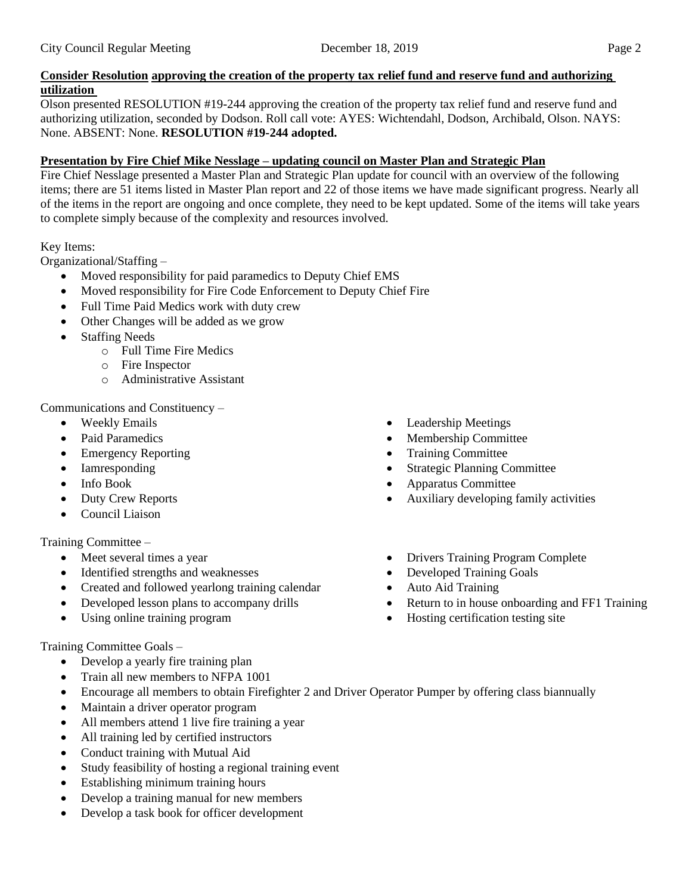**Consider Resolution approving the creation of the property tax relief fund and reserve fund and authorizing utilization**

Olson presented RESOLUTION #19-244 approving the creation of the property tax relief fund and reserve fund and authorizing utilization, seconded by Dodson. Roll call vote: AYES: Wichtendahl, Dodson, Archibald, Olson. NAYS: None. ABSENT: None. **RESOLUTION #19-244 adopted.**

**Presentation by Fire Chief Mike Nesslage – updating council on Master Plan and Strategic Plan**

Fire Chief Nesslage presented a Master Plan and Strategic Plan update for council with an overview of the following items; there are 51 items listed in Master Plan report and 22 of those items we have made significant progress. Nearly all of the items in the report are ongoing and once complete, they need to be kept updated. Some of the items will take years to complete simply because of the complexity and resources involved.

Key Items:

Organizational/Staffing –

- Moved responsibility for paid paramedics to Deputy Chief EMS
- Moved responsibility for Fire Code Enforcement to Deputy Chief Fire
- Full Time Paid Medics work with duty crew
- Other Changes will be added as we grow
- Staffing Needs
  - Full Time Fire Medics
  - Fire Inspector
  - Administrative Assistant

Communications and Constituency –

- Weekly Emails
- Paid Paramedics
- Emergency Reporting
- Iamresponding
- Info Book
- Duty Crew Reports
- Council Liaison
- Leadership Meetings
- Membership Committee
- Training Committee
- Strategic Planning Committee
- Apparatus Committee
- Auxiliary developing family activities

Training Committee –

- Meet several times a year
- Identified strengths and weaknesses
- Created and followed yearlong training calendar
- Developed lesson plans to accompany drills
- Using online training program
- Drivers Training Program Complete
- Developed Training Goals
- Auto Aid Training
- Return to in house onboarding and FF1 Training
- Hosting certification testing site

Training Committee Goals –

- Develop a yearly fire training plan
- Train all new members to NFPA 1001
- Encourage all members to obtain Firefighter 2 and Driver Operator Pumper by offering class biannually
- Maintain a driver operator program
- All members attend 1 live fire training a year
- All training led by certified instructors
- Conduct training with Mutual Aid
- Study feasibility of hosting a regional training event
- Establishing minimum training hours
- Develop a training manual for new members
- Develop a task book for officer development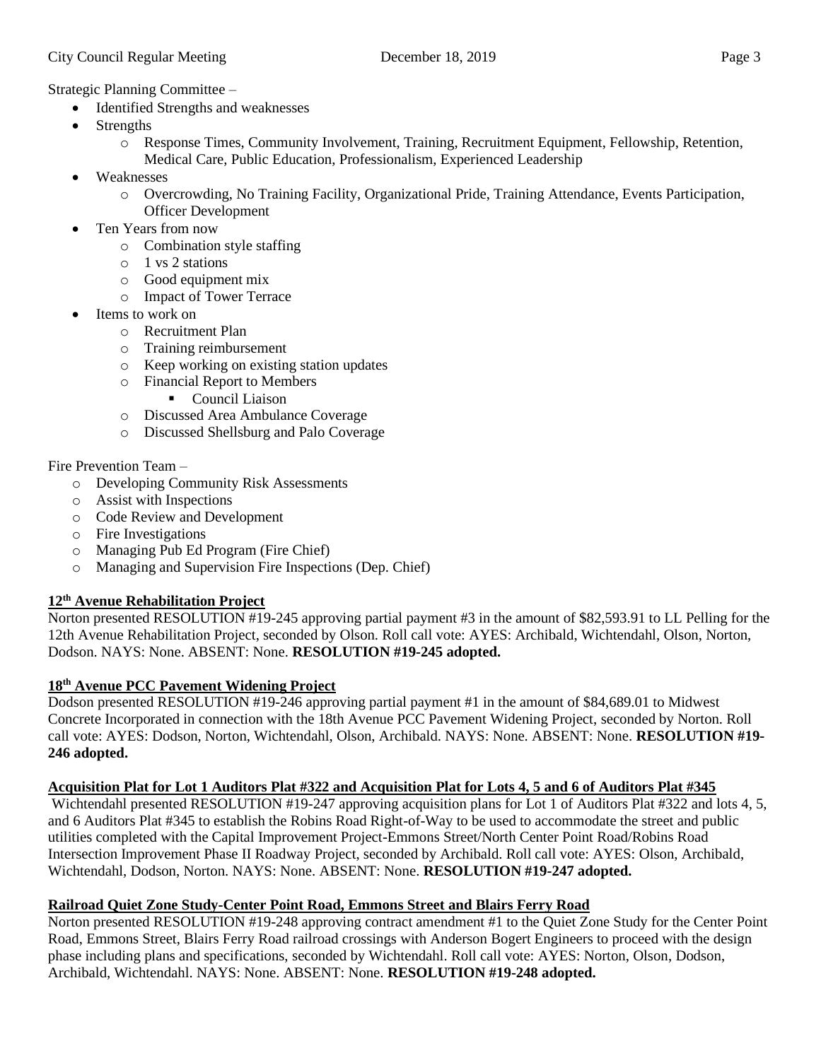Strategic Planning Committee –

- Identified Strengths and weaknesses
- Strengths
  - Response Times, Community Involvement, Training, Recruitment Equipment, Fellowship, Retention, Medical Care, Public Education, Professionalism, Experienced Leadership
- Weaknesses
  - Overcrowding, No Training Facility, Organizational Pride, Training Attendance, Events Participation, Officer Development
- Ten Years from now
  - Combination style staffing
  - 1 vs 2 stations
  - Good equipment mix
  - Impact of Tower Terrace
- Items to work on
  - Recruitment Plan
  - Training reimbursement
  - Keep working on existing station updates
  - Financial Report to Members
    - Council Liaison
  - Discussed Area Ambulance Coverage
  - Discussed Shellsburg and Palo Coverage

Fire Prevention Team –

- Developing Community Risk Assessments
- Assist with Inspections
- Code Review and Development
- Fire Investigations
- Managing Pub Ed Program (Fire Chief)
- Managing and Supervision Fire Inspections (Dep. Chief)

**12th Avenue Rehabilitation Project**

Norton presented RESOLUTION #19-245 approving partial payment #3 in the amount of $82,593.91 to LL Pelling for the 12th Avenue Rehabilitation Project, seconded by Olson. Roll call vote: AYES: Archibald, Wichtendahl, Olson, Norton, Dodson. NAYS: None. ABSENT: None. **RESOLUTION #19-245 adopted.**

**18th Avenue PCC Pavement Widening Project**

Dodson presented RESOLUTION #19-246 approving partial payment #1 in the amount of $84,689.01 to Midwest Concrete Incorporated in connection with the 18th Avenue PCC Pavement Widening Project, seconded by Norton. Roll call vote: AYES: Dodson, Norton, Wichtendahl, Olson, Archibald. NAYS: None. ABSENT: None. **RESOLUTION #19-246 adopted.**

**Acquisition Plat for Lot 1 Auditors Plat #322 and Acquisition Plat for Lots 4, 5 and 6 of Auditors Plat #345**

Wichtendahl presented RESOLUTION #19-247 approving acquisition plans for Lot 1 of Auditors Plat #322 and lots 4, 5, and 6 Auditors Plat #345 to establish the Robins Road Right-of-Way to be used to accommodate the street and public utilities completed with the Capital Improvement Project-Emmons Street/North Center Point Road/Robins Road Intersection Improvement Phase II Roadway Project, seconded by Archibald. Roll call vote: AYES: Olson, Archibald, Wichtendahl, Dodson, Norton. NAYS: None. ABSENT: None. **RESOLUTION #19-247 adopted.**

**Railroad Quiet Zone Study-Center Point Road, Emmons Street and Blairs Ferry Road**

Norton presented RESOLUTION #19-248 approving contract amendment #1 to the Quiet Zone Study for the Center Point Road, Emmons Street, Blairs Ferry Road railroad crossings with Anderson Bogert Engineers to proceed with the design phase including plans and specifications, seconded by Wichtendahl. Roll call vote: AYES: Norton, Olson, Dodson, Archibald, Wichtendahl. NAYS: None. ABSENT: None. **RESOLUTION #19-248 adopted.**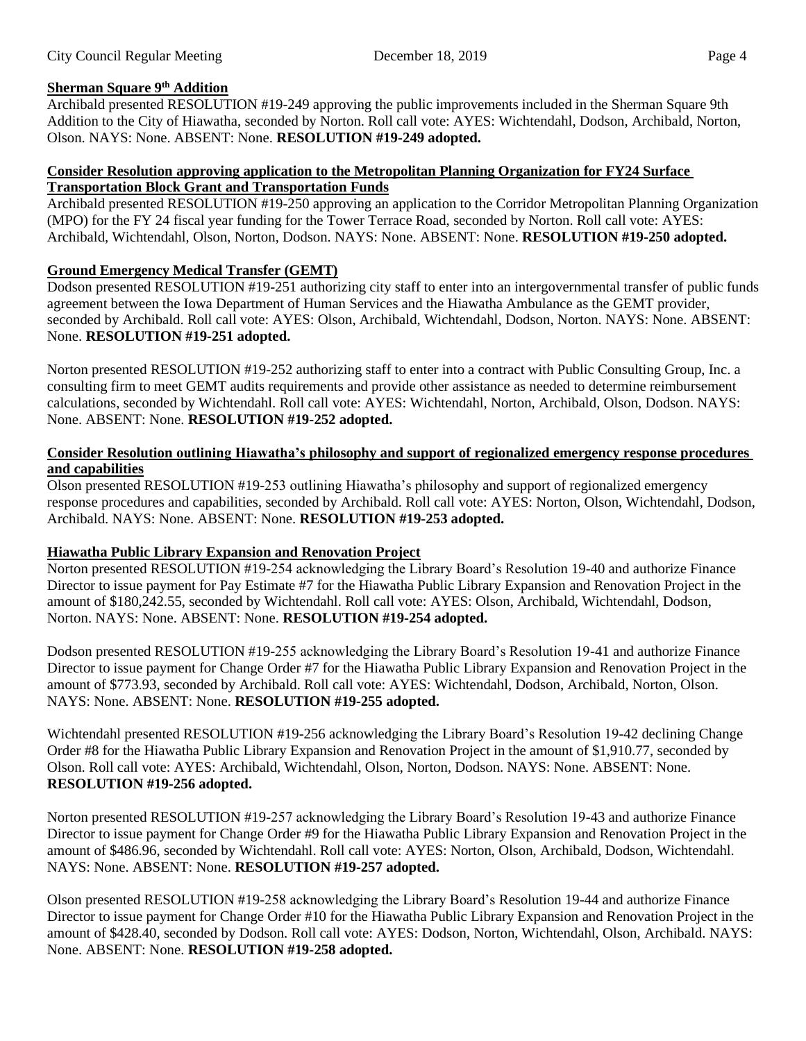**Sherman Square 9th Addition**

Archibald presented RESOLUTION #19-249 approving the public improvements included in the Sherman Square 9th Addition to the City of Hiawatha, seconded by Norton. Roll call vote: AYES: Wichtendahl, Dodson, Archibald, Norton, Olson. NAYS: None. ABSENT: None. **RESOLUTION #19-249 adopted.**

**Consider Resolution approving application to the Metropolitan Planning Organization for FY24 Surface Transportation Block Grant and Transportation Funds**

Archibald presented RESOLUTION #19-250 approving an application to the Corridor Metropolitan Planning Organization (MPO) for the FY 24 fiscal year funding for the Tower Terrace Road, seconded by Norton. Roll call vote: AYES: Archibald, Wichtendahl, Olson, Norton, Dodson. NAYS: None. ABSENT: None. **RESOLUTION #19-250 adopted.**

**Ground Emergency Medical Transfer (GEMT)**

Dodson presented RESOLUTION #19-251 authorizing city staff to enter into an intergovernmental transfer of public funds agreement between the Iowa Department of Human Services and the Hiawatha Ambulance as the GEMT provider, seconded by Archibald. Roll call vote: AYES: Olson, Archibald, Wichtendahl, Dodson, Norton. NAYS: None. ABSENT: None. **RESOLUTION #19-251 adopted.**

Norton presented RESOLUTION #19-252 authorizing staff to enter into a contract with Public Consulting Group, Inc. a consulting firm to meet GEMT audits requirements and provide other assistance as needed to determine reimbursement calculations, seconded by Wichtendahl. Roll call vote: AYES: Wichtendahl, Norton, Archibald, Olson, Dodson. NAYS: None. ABSENT: None. **RESOLUTION #19-252 adopted.**

**Consider Resolution outlining Hiawatha's philosophy and support of regionalized emergency response procedures and capabilities**

Olson presented RESOLUTION #19-253 outlining Hiawatha's philosophy and support of regionalized emergency response procedures and capabilities, seconded by Archibald. Roll call vote: AYES: Norton, Olson, Wichtendahl, Dodson, Archibald. NAYS: None. ABSENT: None. **RESOLUTION #19-253 adopted.**

**Hiawatha Public Library Expansion and Renovation Project**

Norton presented RESOLUTION #19-254 acknowledging the Library Board's Resolution 19-40 and authorize Finance Director to issue payment for Pay Estimate #7 for the Hiawatha Public Library Expansion and Renovation Project in the amount of $180,242.55, seconded by Wichtendahl. Roll call vote: AYES: Olson, Archibald, Wichtendahl, Dodson, Norton. NAYS: None. ABSENT: None. **RESOLUTION #19-254 adopted.**

Dodson presented RESOLUTION #19-255 acknowledging the Library Board's Resolution 19-41 and authorize Finance Director to issue payment for Change Order #7 for the Hiawatha Public Library Expansion and Renovation Project in the amount of $773.93, seconded by Archibald. Roll call vote: AYES: Wichtendahl, Dodson, Archibald, Norton, Olson. NAYS: None. ABSENT: None. **RESOLUTION #19-255 adopted.**

Wichtendahl presented RESOLUTION #19-256 acknowledging the Library Board's Resolution 19-42 declining Change Order #8 for the Hiawatha Public Library Expansion and Renovation Project in the amount of $1,910.77, seconded by Olson. Roll call vote: AYES: Archibald, Wichtendahl, Olson, Norton, Dodson. NAYS: None. ABSENT: None. **RESOLUTION #19-256 adopted.**

Norton presented RESOLUTION #19-257 acknowledging the Library Board's Resolution 19-43 and authorize Finance Director to issue payment for Change Order #9 for the Hiawatha Public Library Expansion and Renovation Project in the amount of $486.96, seconded by Wichtendahl. Roll call vote: AYES: Norton, Olson, Archibald, Dodson, Wichtendahl. NAYS: None. ABSENT: None. **RESOLUTION #19-257 adopted.**

Olson presented RESOLUTION #19-258 acknowledging the Library Board's Resolution 19-44 and authorize Finance Director to issue payment for Change Order #10 for the Hiawatha Public Library Expansion and Renovation Project in the amount of $428.40, seconded by Dodson. Roll call vote: AYES: Dodson, Norton, Wichtendahl, Olson, Archibald. NAYS: None. ABSENT: None. **RESOLUTION #19-258 adopted.**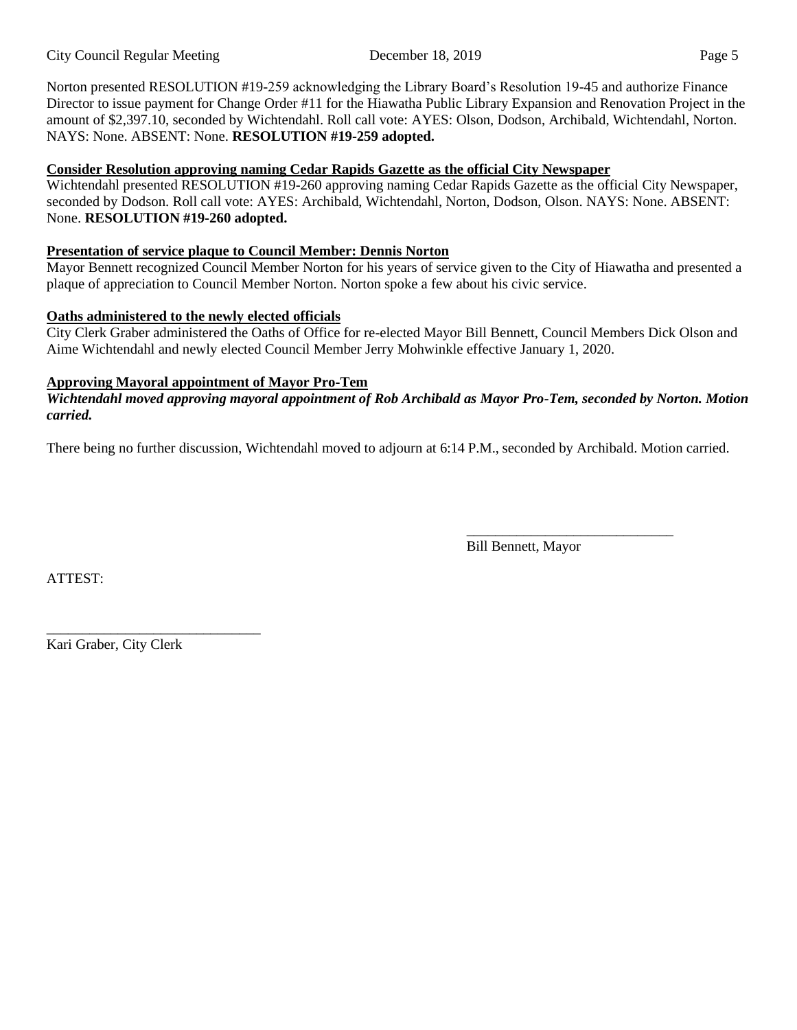Norton presented RESOLUTION #19-259 acknowledging the Library Board's Resolution 19-45 and authorize Finance Director to issue payment for Change Order #11 for the Hiawatha Public Library Expansion and Renovation Project in the amount of $2,397.10, seconded by Wichtendahl. Roll call vote: AYES: Olson, Dodson, Archibald, Wichtendahl, Norton. NAYS: None. ABSENT: None. **RESOLUTION #19-259 adopted.**

**Consider Resolution approving naming Cedar Rapids Gazette as the official City Newspaper**

Wichtendahl presented RESOLUTION #19-260 approving naming Cedar Rapids Gazette as the official City Newspaper, seconded by Dodson. Roll call vote: AYES: Archibald, Wichtendahl, Norton, Dodson, Olson. NAYS: None. ABSENT: None. **RESOLUTION #19-260 adopted.**

**Presentation of service plaque to Council Member: Dennis Norton**

Mayor Bennett recognized Council Member Norton for his years of service given to the City of Hiawatha and presented a plaque of appreciation to Council Member Norton. Norton spoke a few about his civic service.

**Oaths administered to the newly elected officials**

City Clerk Graber administered the Oaths of Office for re-elected Mayor Bill Bennett, Council Members Dick Olson and Aime Wichtendahl and newly elected Council Member Jerry Mohwinkle effective January 1, 2020.

**Approving Mayoral appointment of Mayor Pro-Tem**

***Wichtendahl moved approving mayoral appointment of Rob Archibald as Mayor Pro-Tem, seconded by Norton. Motion carried.***

There being no further discussion, Wichtendahl moved to adjourn at 6:14 P.M., seconded by Archibald. Motion carried.

\_\_\_\_\_\_\_\_\_\_\_\_\_\_\_\_\_\_\_\_\_\_\_\_\_\_\_\_\_\_

Bill Bennett, Mayor

ATTEST:

\_\_\_\_\_\_\_\_\_\_\_\_\_\_\_\_\_\_\_\_\_\_\_\_\_\_\_\_\_\_

Kari Graber, City Clerk